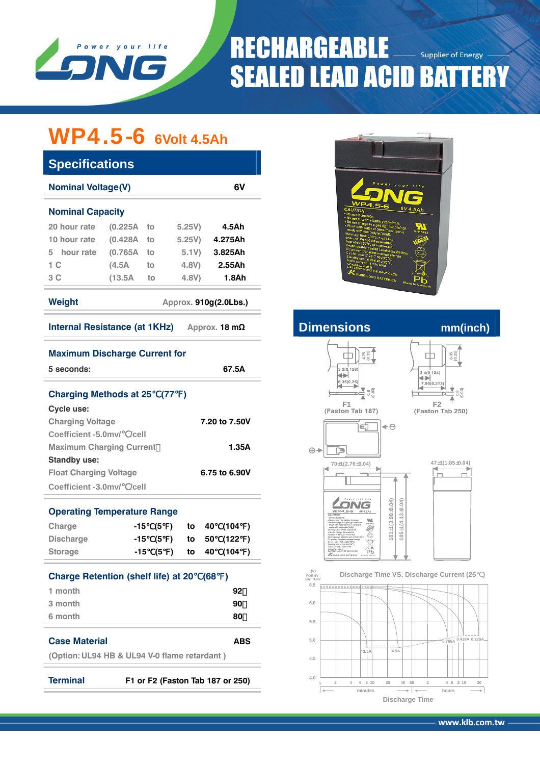# RECHARGEABLE SEALED LEAD ACID BATTERY

Supplier of Energy

## WP4.5-6 6Volt 4.5Ah

## Specifications

| Nominal Voltage(V) | 6V |
|---|---|

### Nominal Capacity

| Rate | Current | | Voltage | Capacity |
|---|---|---|---|---|
| 20 hour rate | (0.225A | to | 5.25V) | 4.5Ah |
| 10 hour rate | (0.428A | to | 5.25V) | 4.275Ah |
| 5 hour rate | (0.765A | to | 5.1V) | 3.825Ah |
| 1 C | (4.5A | to | 4.8V) | 2.55Ah |
| 3 C | (13.5A | to | 4.8V) | 1.8Ah |

**Weight** Approx. 910g(2.0Lbs.)

**Internal Resistance (at 1KHz)** Approx. 18 mΩ

**Maximum Discharge Current for 5 seconds:** 67.5A

### Charging Methods at 25℃(77℉)

**Cycle use:**

| | |
|---|---|
| Charging Voltage | 7.20 to 7.50V |
| Coefficient -5.0mv/℃/cell | |
| Maximum Charging Current | 1.35A |

**Standby use:**

| | |
|---|---|
| Float Charging Voltage | 6.75 to 6.90V |
| Coefficient -3.0mv/℃/cell | |

### Operating Temperature Range

| | | | |
|---|---|---|---|
| Charge | -15℃(5℉) | to | 40℃(104℉) |
| Discharge | -15℃(5℉) | to | 50℃(122℉) |
| Storage | -15℃(5℉) | to | 40℃(104℉) |

### Charge Retention (shelf life) at 20℃(68℉)

| | |
|---|---|
| 1 month | 92% |
| 3 month | 90% |
| 6 month | 80% |

**Case Material** ABS

(Option: UL94 HB & UL94 V-0 flame retardant )

**Terminal** F1 or F2 (Faston Tab 187 or 250)

## Dimensions mm(inch)

F1 (Faston Tab 187)

F2 (Faston Tab 250)

70±1(2.76±0.04)

47±1(1.85±0.04)

101±1(3.98±0.04)

105±1(4.13±0.04)

Discharge Time VS. Discharge Current (25℃)

Discharge Time

www.klb.com.tw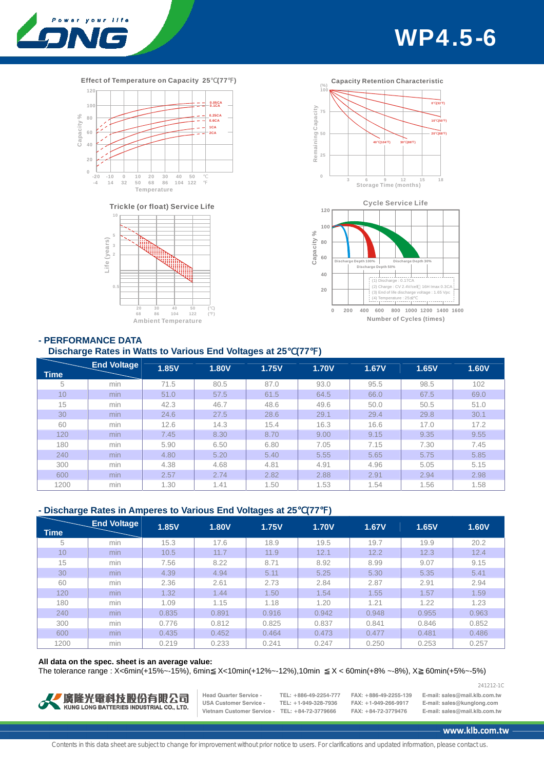# WP4.5-6

Effect of Temperature on Capacity 25℃(77℉)

120
100
80
60
40
20
0
Capacity %
0.05CA
0.1CA
0.25CA
0.6CA
1CA
2CA
-20 -10 0 10 20 30 40 50 ℃
-4 14 32 50 68 86 104 122 ℉
Temperature

Capacity Retention Characteristic

(%)
100
75
50
25
0
Remaining Capacity
0℃(32℉)
10℃(50℉)
20℃(68℉)
40℃(104℉)
30℃(86℉)
3 6 9 12 15 18
Storage Time (months)

Trickle (or float) Service Life

10
5
3
2
0.5
Life (years)
20 30 40 50 (℃)
68 86 104 122 (℉)
Ambient Temperature

Cycle Service Life

120
100
80
60
40
20
Capacity %
Discharge Depth 100%
Discharge Depth 30%
Discharge Depth 50%
(1) Discharge : 0.17CA
(2) Charge : CV 2.4V/cell、16H Imax 0.3CA
(3) End of life discharge voltage : 1.65 Vpc
(4) Temperature : 25±2℃
0 200 400 600 800 1000 1200 1400 1600
Number of Cycles (times)

## - PERFORMANCE DATA

### Discharge Rates in Watts to Various End Voltages at 25℃(77℉)

| Time | End Voltage | 1.85V | 1.80V | 1.75V | 1.70V | 1.67V | 1.65V | 1.60V |
|---|---|---|---|---|---|---|---|---|
| 5 | min | 71.5 | 80.5 | 87.0 | 93.0 | 95.5 | 98.5 | 102 |
| 10 | min | 51.0 | 57.5 | 61.5 | 64.5 | 66.0 | 67.5 | 69.0 |
| 15 | min | 42.3 | 46.7 | 48.6 | 49.6 | 50.0 | 50.5 | 51.0 |
| 30 | min | 24.6 | 27.5 | 28.6 | 29.1 | 29.4 | 29.8 | 30.1 |
| 60 | min | 12.6 | 14.3 | 15.4 | 16.3 | 16.6 | 17.0 | 17.2 |
| 120 | min | 7.45 | 8.30 | 8.70 | 9.00 | 9.15 | 9.35 | 9.55 |
| 180 | min | 5.90 | 6.50 | 6.80 | 7.05 | 7.15 | 7.30 | 7.45 |
| 240 | min | 4.80 | 5.20 | 5.40 | 5.55 | 5.65 | 5.75 | 5.85 |
| 300 | min | 4.38 | 4.68 | 4.81 | 4.91 | 4.96 | 5.05 | 5.15 |
| 600 | min | 2.57 | 2.74 | 2.82 | 2.88 | 2.91 | 2.94 | 2.98 |
| 1200 | min | 1.30 | 1.41 | 1.50 | 1.53 | 1.54 | 1.56 | 1.58 |

### - Discharge Rates in Amperes to Various End Voltages at 25℃(77℉)

| Time | End Voltage | 1.85V | 1.80V | 1.75V | 1.70V | 1.67V | 1.65V | 1.60V |
|---|---|---|---|---|---|---|---|---|
| 5 | min | 15.3 | 17.6 | 18.9 | 19.5 | 19.7 | 19.9 | 20.2 |
| 10 | min | 10.5 | 11.7 | 11.9 | 12.1 | 12.2 | 12.3 | 12.4 |
| 15 | min | 7.56 | 8.22 | 8.71 | 8.92 | 8.99 | 9.07 | 9.15 |
| 30 | min | 4.39 | 4.94 | 5.11 | 5.25 | 5.30 | 5.35 | 5.41 |
| 60 | min | 2.36 | 2.61 | 2.73 | 2.84 | 2.87 | 2.91 | 2.94 |
| 120 | min | 1.32 | 1.44 | 1.50 | 1.54 | 1.55 | 1.57 | 1.59 |
| 180 | min | 1.09 | 1.15 | 1.18 | 1.20 | 1.21 | 1.22 | 1.23 |
| 240 | min | 0.835 | 0.891 | 0.916 | 0.942 | 0.948 | 0.955 | 0.963 |
| 300 | min | 0.776 | 0.812 | 0.825 | 0.837 | 0.841 | 0.846 | 0.852 |
| 600 | min | 0.435 | 0.452 | 0.464 | 0.473 | 0.477 | 0.481 | 0.486 |
| 1200 | min | 0.219 | 0.233 | 0.241 | 0.247 | 0.250 | 0.253 | 0.257 |

**All data on the spec. sheet is an average value:**
The tolerance range : X<6min(+15%~-15%), 6min≦X<10min(+12%~-12%),10min ≦X < 60min(+8% ~-8%), X≧60min(+5%~-5%)

241212-1C

廣隆光電科技股份有限公司
KUNG LONG BATTERIES INDUSTRIAL CO., LTD.

| | | | |
|---|---|---|---|
| Head Quarter Service - | TEL: +886-49-2254-777 | FAX: +886-49-2255-139 | E-mail: sales@mail.klb.com.tw |
| USA Customer Service - | TEL: +1-949-328-7936 | FAX: +1-949-266-9917 | E-mail: sales@kunglong.com |
| Vietnam Customer Service - | TEL: +84-72-3779666 | FAX: +84-72-3779476 | E-mail: sales@mail.klb.com.tw |

www.klb.com.tw

Contents in this data sheet are subject to change for improvement without prior notice to users. For clarifications and updated information, please contact us.